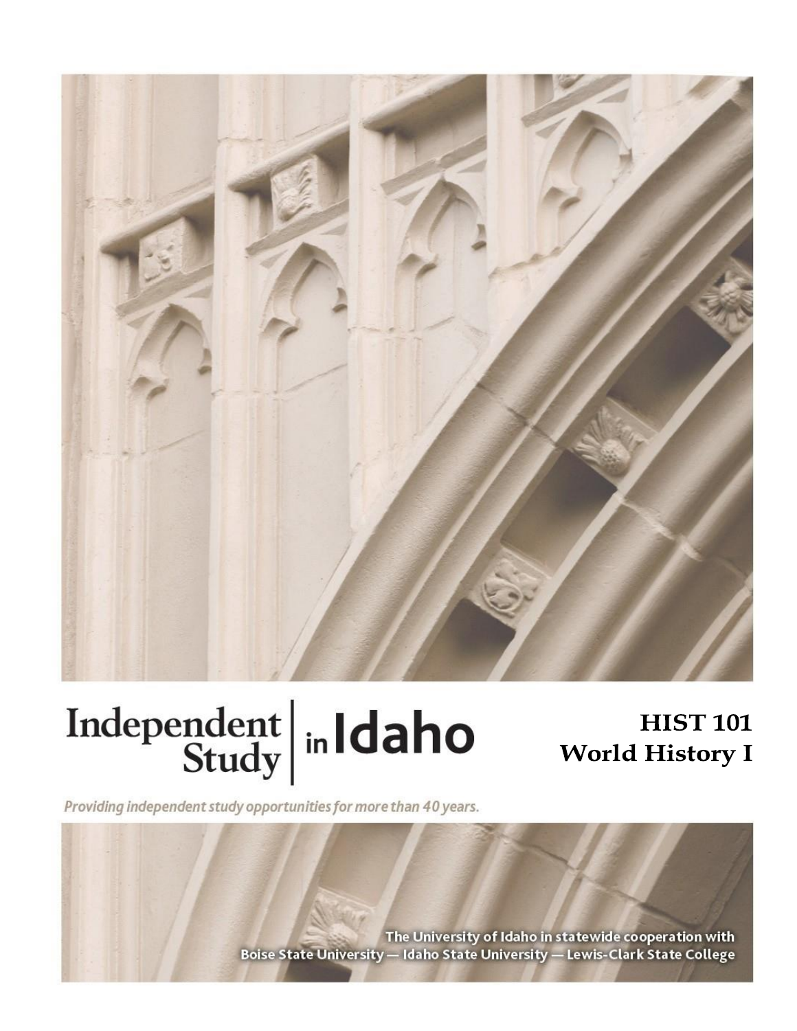Independent Study in Idaho

# HIST 101
# World History I

*Providing independent study opportunities for more than 40 years.*

The University of Idaho in statewide cooperation with
Boise State University — Idaho State University — Lewis-Clark State College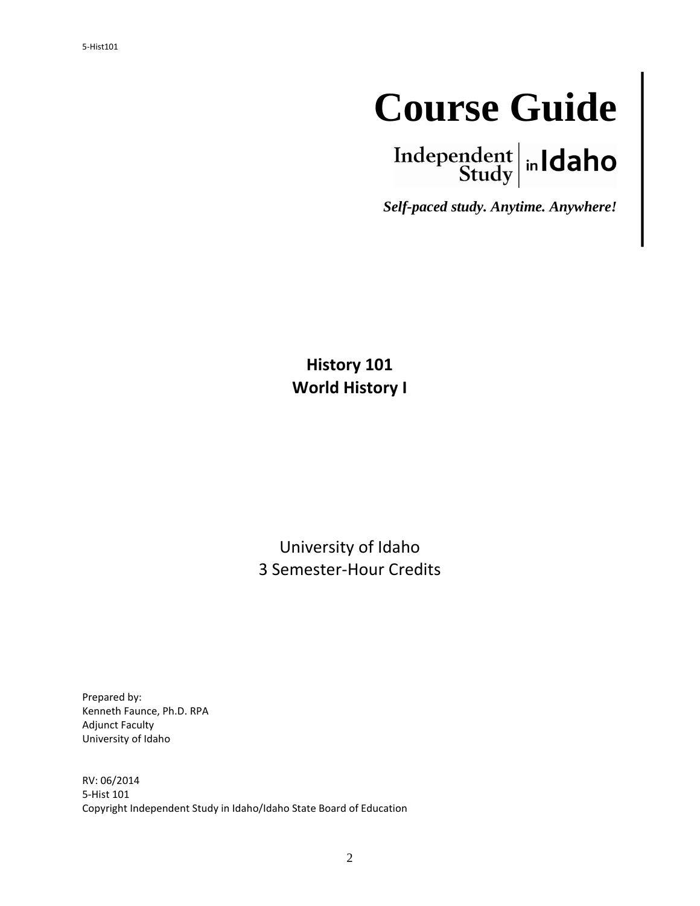# Course Guide

Independent Study in Idaho

***Self-paced study. Anytime. Anywhere!***

**History 101**
**World History I**

University of Idaho
3 Semester-Hour Credits

Prepared by:
Kenneth Faunce, Ph.D. RPA
Adjunct Faculty
University of Idaho

RV: 06/2014
5-Hist 101
Copyright Independent Study in Idaho/Idaho State Board of Education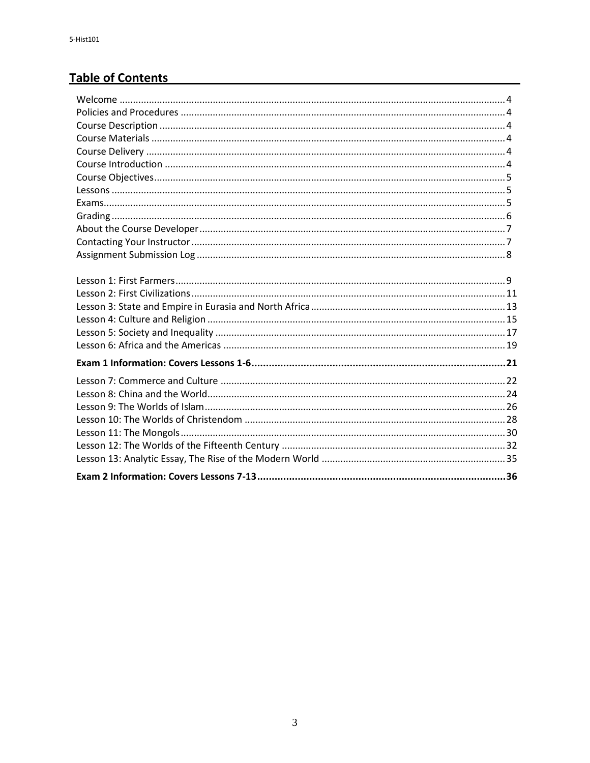## Table of Contents

| | |
|---|---|
| Welcome | 4 |
| Policies and Procedures | 4 |
| Course Description | 4 |
| Course Materials | 4 |
| Course Delivery | 4 |
| Course Introduction | 4 |
| Course Objectives | 5 |
| Lessons | 5 |
| Exams | 5 |
| Grading | 6 |
| About the Course Developer | 7 |
| Contacting Your Instructor | 7 |
| Assignment Submission Log | 8 |
| | |
| Lesson 1: First Farmers | 9 |
| Lesson 2: First Civilizations | 11 |
| Lesson 3: State and Empire in Eurasia and North Africa | 13 |
| Lesson 4: Culture and Religion | 15 |
| Lesson 5: Society and Inequality | 17 |
| Lesson 6: Africa and the Americas | 19 |
| **Exam 1 Information: Covers Lessons 1-6** | **21** |
| Lesson 7: Commerce and Culture | 22 |
| Lesson 8: China and the World | 24 |
| Lesson 9: The Worlds of Islam | 26 |
| Lesson 10: The Worlds of Christendom | 28 |
| Lesson 11: The Mongols | 30 |
| Lesson 12: The Worlds of the Fifteenth Century | 32 |
| Lesson 13: Analytic Essay, The Rise of the Modern World | 35 |
| **Exam 2 Information: Covers Lessons 7-13** | **36** |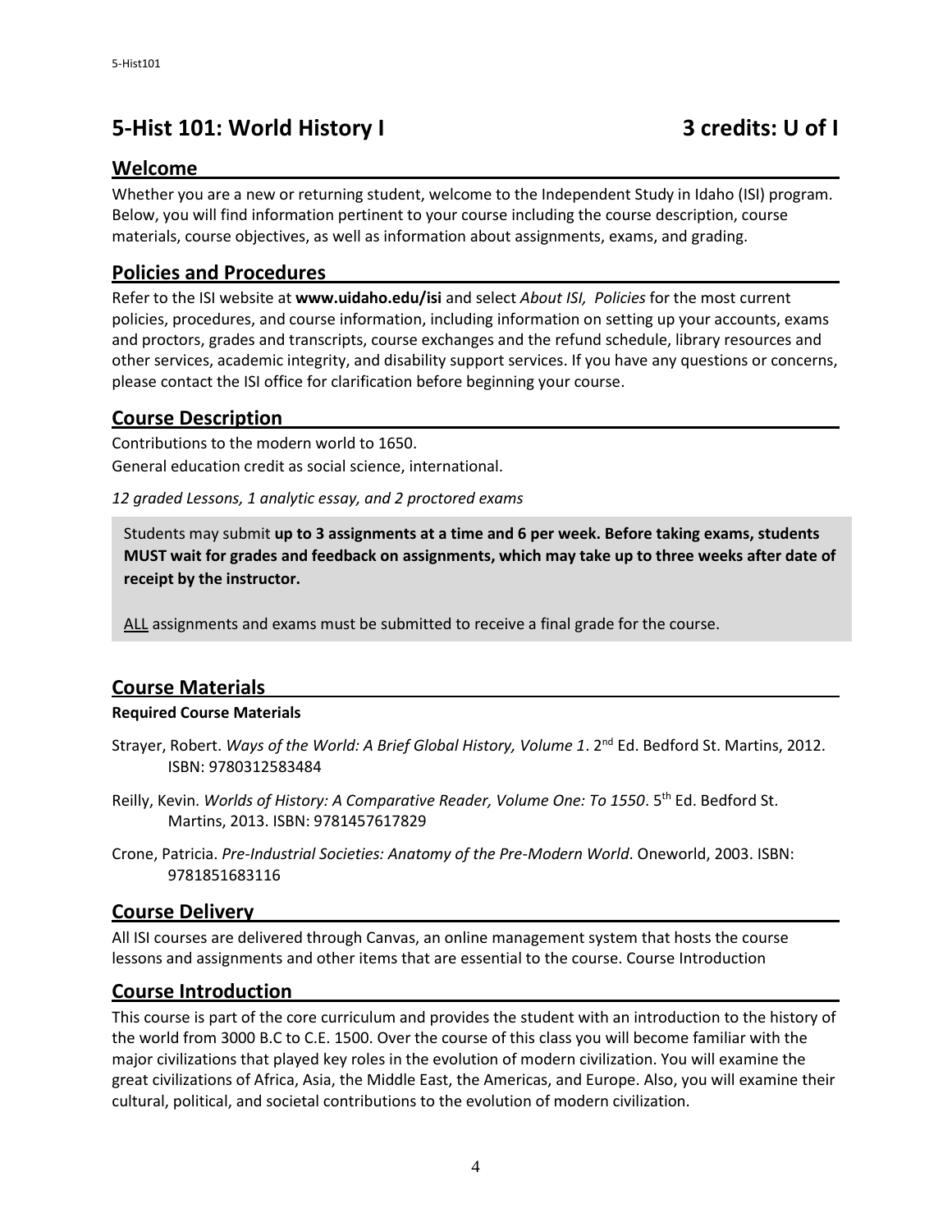# 5-Hist 101: World History I 3 credits: U of I

## Welcome

Whether you are a new or returning student, welcome to the Independent Study in Idaho (ISI) program. Below, you will find information pertinent to your course including the course description, course materials, course objectives, as well as information about assignments, exams, and grading.

## Policies and Procedures

Refer to the ISI website at **www.uidaho.edu/isi** and select *About ISI, Policies* for the most current policies, procedures, and course information, including information on setting up your accounts, exams and proctors, grades and transcripts, course exchanges and the refund schedule, library resources and other services, academic integrity, and disability support services. If you have any questions or concerns, please contact the ISI office for clarification before beginning your course.

## Course Description

Contributions to the modern world to 1650.

General education credit as social science, international.

*12 graded Lessons, 1 analytic essay, and 2 proctored exams*

> Students may submit **up to 3 assignments at a time and 6 per week. Before taking exams, students MUST wait for grades and feedback on assignments, which may take up to three weeks after date of receipt by the instructor.**
>
> ALL assignments and exams must be submitted to receive a final grade for the course.

## Course Materials

**Required Course Materials**

Strayer, Robert. *Ways of the World: A Brief Global History, Volume 1*. 2nd Ed. Bedford St. Martins, 2012. ISBN: 9780312583484

Reilly, Kevin. *Worlds of History: A Comparative Reader, Volume One: To 1550*. 5th Ed. Bedford St. Martins, 2013. ISBN: 9781457617829

Crone, Patricia. *Pre-Industrial Societies: Anatomy of the Pre-Modern World*. Oneworld, 2003. ISBN: 9781851683116

## Course Delivery

All ISI courses are delivered through Canvas, an online management system that hosts the course lessons and assignments and other items that are essential to the course. Course Introduction

## Course Introduction

This course is part of the core curriculum and provides the student with an introduction to the history of the world from 3000 B.C to C.E. 1500. Over the course of this class you will become familiar with the major civilizations that played key roles in the evolution of modern civilization. You will examine the great civilizations of Africa, Asia, the Middle East, the Americas, and Europe. Also, you will examine their cultural, political, and societal contributions to the evolution of modern civilization.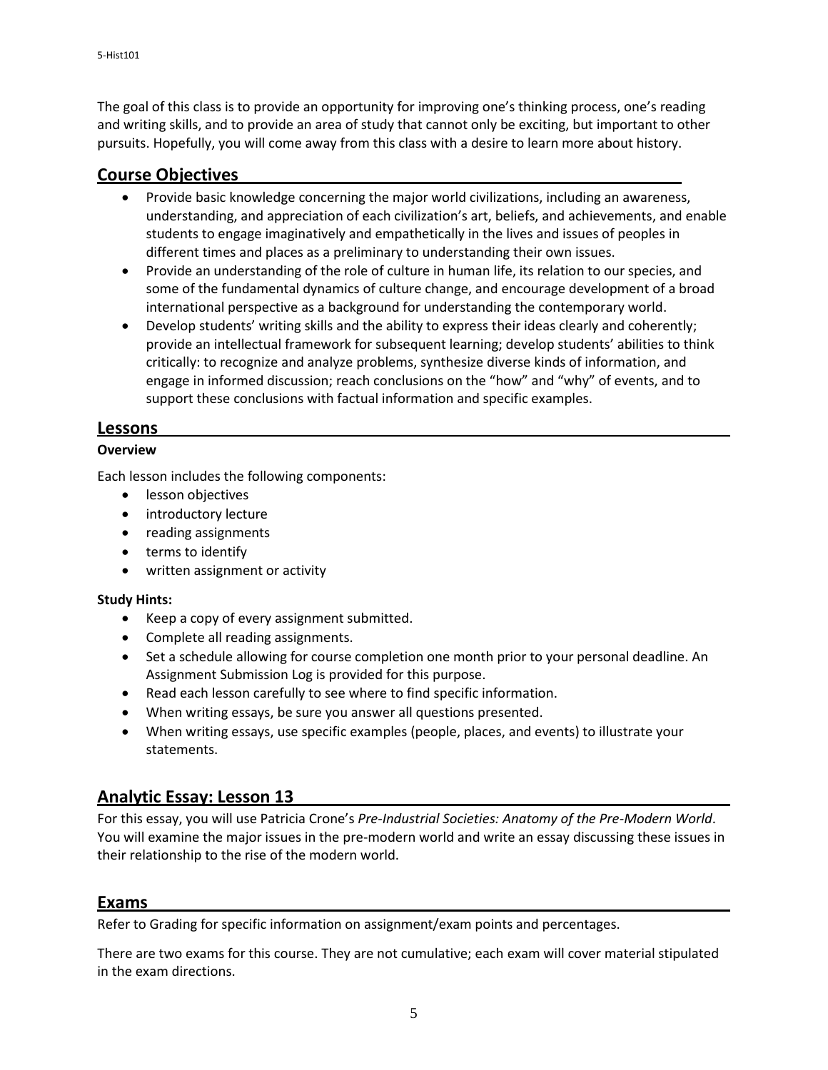The goal of this class is to provide an opportunity for improving one's thinking process, one's reading and writing skills, and to provide an area of study that cannot only be exciting, but important to other pursuits. Hopefully, you will come away from this class with a desire to learn more about history.

## Course Objectives

- Provide basic knowledge concerning the major world civilizations, including an awareness, understanding, and appreciation of each civilization's art, beliefs, and achievements, and enable students to engage imaginatively and empathetically in the lives and issues of peoples in different times and places as a preliminary to understanding their own issues.
- Provide an understanding of the role of culture in human life, its relation to our species, and some of the fundamental dynamics of culture change, and encourage development of a broad international perspective as a background for understanding the contemporary world.
- Develop students' writing skills and the ability to express their ideas clearly and coherently; provide an intellectual framework for subsequent learning; develop students' abilities to think critically: to recognize and analyze problems, synthesize diverse kinds of information, and engage in informed discussion; reach conclusions on the "how" and "why" of events, and to support these conclusions with factual information and specific examples.

## Lessons

**Overview**

Each lesson includes the following components:

- lesson objectives
- introductory lecture
- reading assignments
- terms to identify
- written assignment or activity

**Study Hints:**

- Keep a copy of every assignment submitted.
- Complete all reading assignments.
- Set a schedule allowing for course completion one month prior to your personal deadline. An Assignment Submission Log is provided for this purpose.
- Read each lesson carefully to see where to find specific information.
- When writing essays, be sure you answer all questions presented.
- When writing essays, use specific examples (people, places, and events) to illustrate your statements.

## Analytic Essay: Lesson 13

For this essay, you will use Patricia Crone's *Pre-Industrial Societies: Anatomy of the Pre-Modern World*. You will examine the major issues in the pre-modern world and write an essay discussing these issues in their relationship to the rise of the modern world.

## Exams

Refer to Grading for specific information on assignment/exam points and percentages.

There are two exams for this course. They are not cumulative; each exam will cover material stipulated in the exam directions.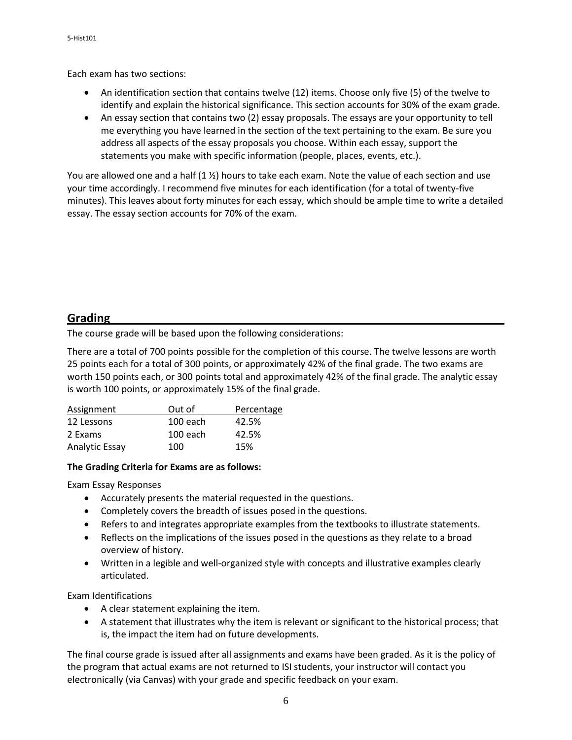Each exam has two sections:

- An identification section that contains twelve (12) items. Choose only five (5) of the twelve to identify and explain the historical significance. This section accounts for 30% of the exam grade.
- An essay section that contains two (2) essay proposals. The essays are your opportunity to tell me everything you have learned in the section of the text pertaining to the exam. Be sure you address all aspects of the essay proposals you choose. Within each essay, support the statements you make with specific information (people, places, events, etc.).

You are allowed one and a half (1 ½) hours to take each exam. Note the value of each section and use your time accordingly. I recommend five minutes for each identification (for a total of twenty-five minutes). This leaves about forty minutes for each essay, which should be ample time to write a detailed essay. The essay section accounts for 70% of the exam.

## Grading

The course grade will be based upon the following considerations:

There are a total of 700 points possible for the completion of this course. The twelve lessons are worth 25 points each for a total of 300 points, or approximately 42% of the final grade. The two exams are worth 150 points each, or 300 points total and approximately 42% of the final grade. The analytic essay is worth 100 points, or approximately 15% of the final grade.

| Assignment | Out of | Percentage |
|---|---|---|
| 12 Lessons | 100 each | 42.5% |
| 2 Exams | 100 each | 42.5% |
| Analytic Essay | 100 | 15% |

**The Grading Criteria for Exams are as follows:**

Exam Essay Responses

- Accurately presents the material requested in the questions.
- Completely covers the breadth of issues posed in the questions.
- Refers to and integrates appropriate examples from the textbooks to illustrate statements.
- Reflects on the implications of the issues posed in the questions as they relate to a broad overview of history.
- Written in a legible and well-organized style with concepts and illustrative examples clearly articulated.

Exam Identifications

- A clear statement explaining the item.
- A statement that illustrates why the item is relevant or significant to the historical process; that is, the impact the item had on future developments.

The final course grade is issued after all assignments and exams have been graded. As it is the policy of the program that actual exams are not returned to ISI students, your instructor will contact you electronically (via Canvas) with your grade and specific feedback on your exam.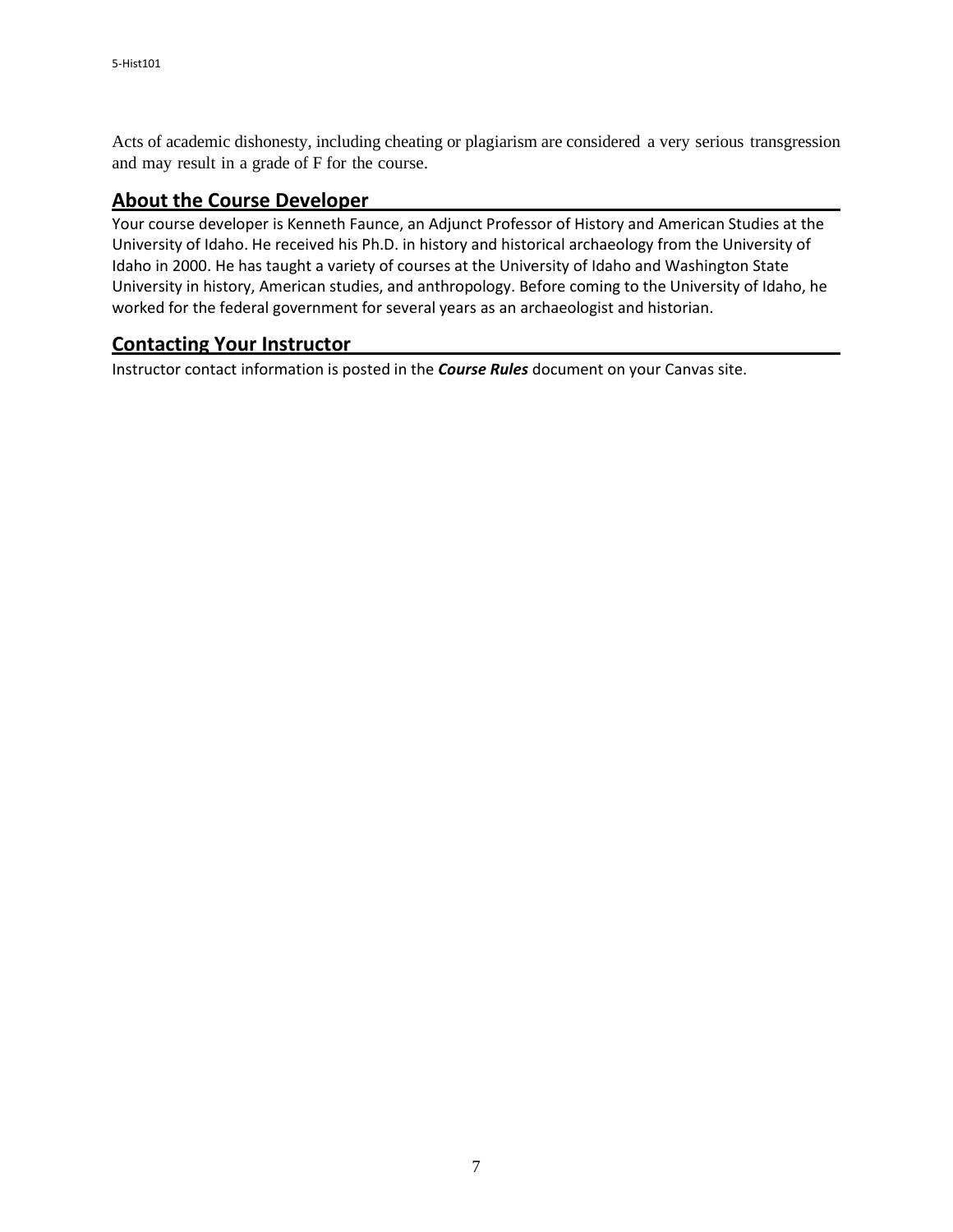Acts of academic dishonesty, including cheating or plagiarism are considered a very serious transgression and may result in a grade of F for the course.

## About the Course Developer

Your course developer is Kenneth Faunce, an Adjunct Professor of History and American Studies at the University of Idaho. He received his Ph.D. in history and historical archaeology from the University of Idaho in 2000. He has taught a variety of courses at the University of Idaho and Washington State University in history, American studies, and anthropology. Before coming to the University of Idaho, he worked for the federal government for several years as an archaeologist and historian.

## Contacting Your Instructor

Instructor contact information is posted in the ***Course Rules*** document on your Canvas site.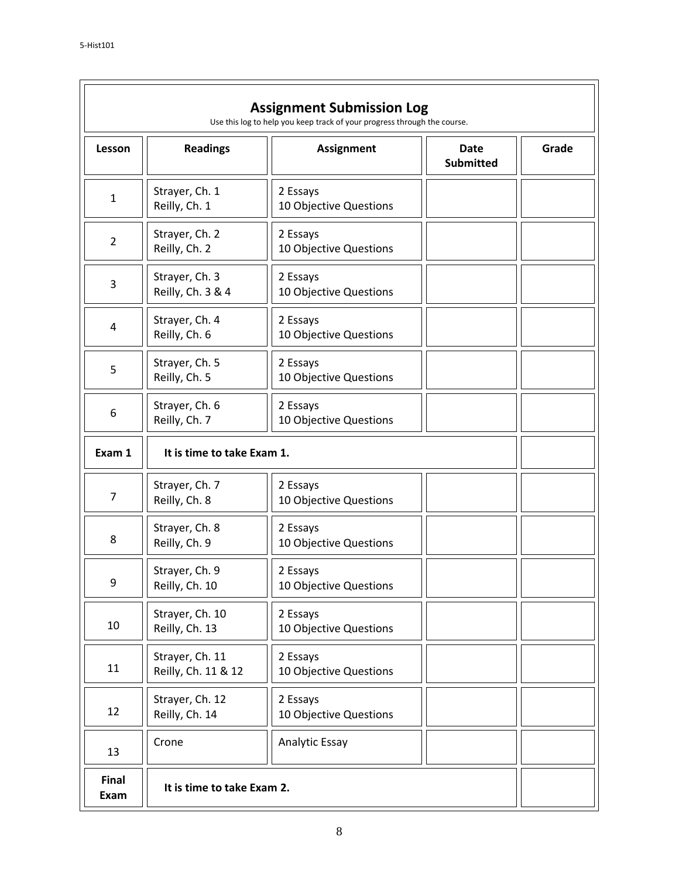## Assignment Submission Log

Use this log to help you keep track of your progress through the course.

| Lesson | Readings | Assignment | Date Submitted | Grade |
|---|---|---|---|---|
| 1 | Strayer, Ch. 1<br>Reilly, Ch. 1 | 2 Essays<br>10 Objective Questions | | |
| 2 | Strayer, Ch. 2<br>Reilly, Ch. 2 | 2 Essays<br>10 Objective Questions | | |
| 3 | Strayer, Ch. 3<br>Reilly, Ch. 3 & 4 | 2 Essays<br>10 Objective Questions | | |
| 4 | Strayer, Ch. 4<br>Reilly, Ch. 6 | 2 Essays<br>10 Objective Questions | | |
| 5 | Strayer, Ch. 5<br>Reilly, Ch. 5 | 2 Essays<br>10 Objective Questions | | |
| 6 | Strayer, Ch. 6<br>Reilly, Ch. 7 | 2 Essays<br>10 Objective Questions | | |
| **Exam 1** | **It is time to take Exam 1.** | | | |
| 7 | Strayer, Ch. 7<br>Reilly, Ch. 8 | 2 Essays<br>10 Objective Questions | | |
| 8 | Strayer, Ch. 8<br>Reilly, Ch. 9 | 2 Essays<br>10 Objective Questions | | |
| 9 | Strayer, Ch. 9<br>Reilly, Ch. 10 | 2 Essays<br>10 Objective Questions | | |
| 10 | Strayer, Ch. 10<br>Reilly, Ch. 13 | 2 Essays<br>10 Objective Questions | | |
| 11 | Strayer, Ch. 11<br>Reilly, Ch. 11 & 12 | 2 Essays<br>10 Objective Questions | | |
| 12 | Strayer, Ch. 12<br>Reilly, Ch. 14 | 2 Essays<br>10 Objective Questions | | |
| 13 | Crone | Analytic Essay | | |
| **Final Exam** | **It is time to take Exam 2.** | | | |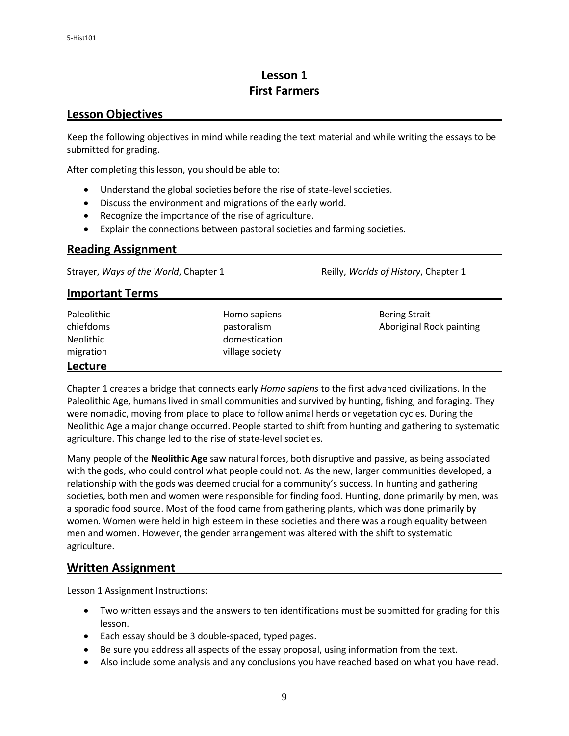# Lesson 1
# First Farmers

## Lesson Objectives

Keep the following objectives in mind while reading the text material and while writing the essays to be submitted for grading.

After completing this lesson, you should be able to:

- Understand the global societies before the rise of state-level societies.
- Discuss the environment and migrations of the early world.
- Recognize the importance of the rise of agriculture.
- Explain the connections between pastoral societies and farming societies.

## Reading Assignment

Strayer, *Ways of the World*, Chapter 1

Reilly, *Worlds of History*, Chapter 1

## Important Terms

| | | |
|---|---|---|
| Paleolithic | Homo sapiens | Bering Strait |
| chiefdoms | pastoralism | Aboriginal Rock painting |
| Neolithic | domestication | |
| migration | village society | |

## Lecture

Chapter 1 creates a bridge that connects early *Homo sapiens* to the first advanced civilizations. In the Paleolithic Age, humans lived in small communities and survived by hunting, fishing, and foraging. They were nomadic, moving from place to place to follow animal herds or vegetation cycles. During the Neolithic Age a major change occurred. People started to shift from hunting and gathering to systematic agriculture. This change led to the rise of state-level societies.

Many people of the **Neolithic Age** saw natural forces, both disruptive and passive, as being associated with the gods, who could control what people could not. As the new, larger communities developed, a relationship with the gods was deemed crucial for a community's success. In hunting and gathering societies, both men and women were responsible for finding food. Hunting, done primarily by men, was a sporadic food source. Most of the food came from gathering plants, which was done primarily by women. Women were held in high esteem in these societies and there was a rough equality between men and women. However, the gender arrangement was altered with the shift to systematic agriculture.

## Written Assignment

Lesson 1 Assignment Instructions:

- Two written essays and the answers to ten identifications must be submitted for grading for this lesson.
- Each essay should be 3 double-spaced, typed pages.
- Be sure you address all aspects of the essay proposal, using information from the text.
- Also include some analysis and any conclusions you have reached based on what you have read.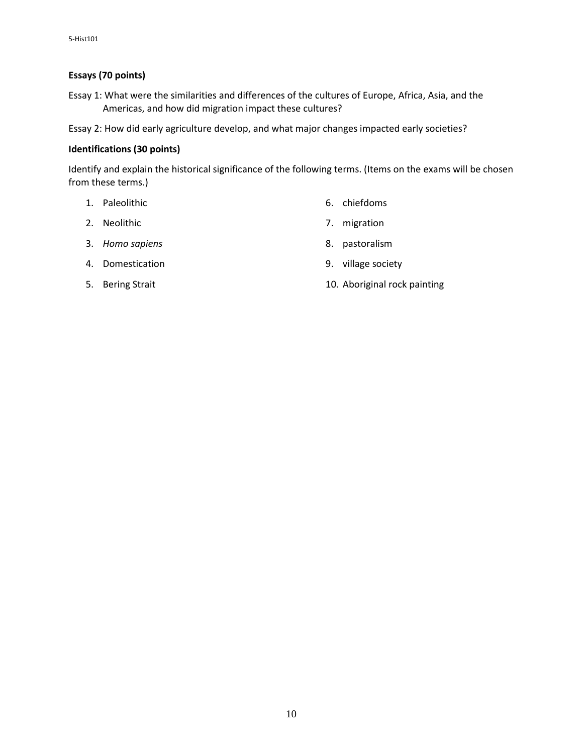**Essays (70 points)**

Essay 1: What were the similarities and differences of the cultures of Europe, Africa, Asia, and the Americas, and how did migration impact these cultures?

Essay 2: How did early agriculture develop, and what major changes impacted early societies?

**Identifications (30 points)**

Identify and explain the historical significance of the following terms. (Items on the exams will be chosen from these terms.)

1. Paleolithic
2. Neolithic
3. *Homo sapiens*
4. Domestication
5. Bering Strait
6. chiefdoms
7. migration
8. pastoralism
9. village society
10. Aboriginal rock painting